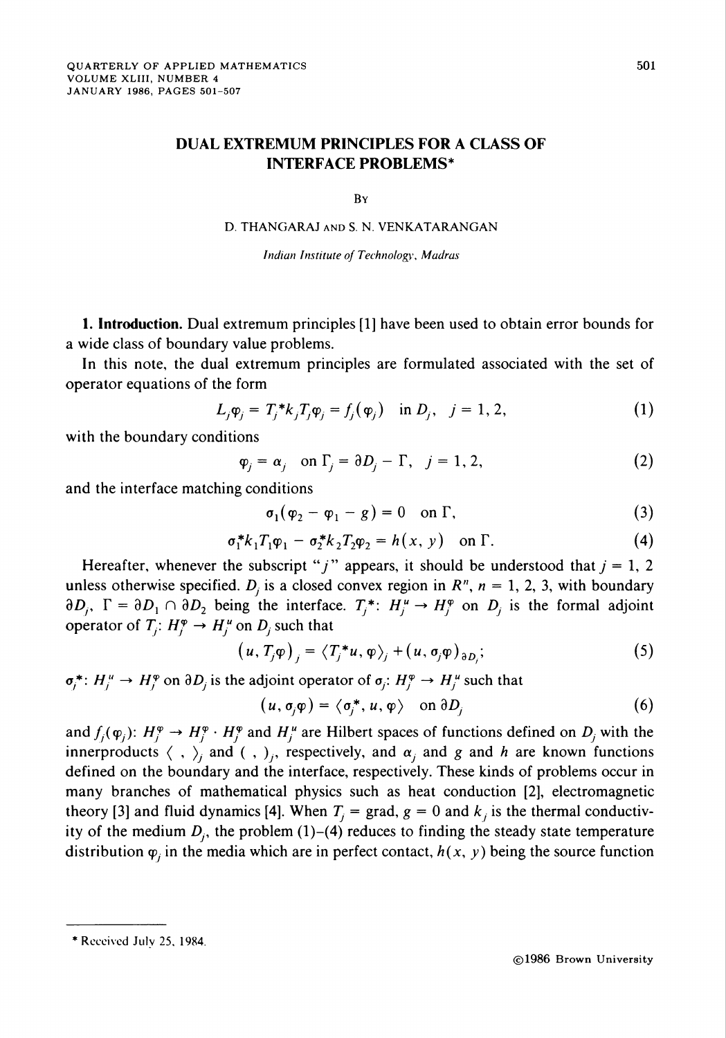# DUAL EXTREMUM PRINCIPLES FOR A CLASS OF INTERFACE PROBLEMS*

By

D. THANGARAJ AND S. N. VENKATARANGAN

*Indian Institute of Technology, Madras*

**1. Introduction.** Dual extremum principles [1] have been used to obtain error bounds for a wide class of boundary value problems.

In this note, the dual extremum principles are formulated associated with the set of operator equations of the form

$$L_j\varphi_j = T_j^* k_j T_j \varphi_j = f_j(\varphi_j) \quad \text{in } D_j, \quad j = 1, 2, \tag{1}$$

with the boundary conditions

$$\varphi_j = \alpha_j \quad \text{on } \Gamma_j = \partial D_j - \Gamma, \quad j = 1, 2, \tag{2}$$

and the interface matching conditions

$$\sigma_1(\varphi_2 - \varphi_1 - g) = 0 \quad \text{on } \Gamma, \tag{3}$$

$$\sigma_1^* k_1 T_1 \varphi_1 - \sigma_2^* k_2 T_2 \varphi_2 = h(x, y) \quad \text{on } \Gamma. \tag{4}$$

Hereafter, whenever the subscript "$j$" appears, it should be understood that $j = 1, 2$ unless otherwise specified. $D_j$ is a closed convex region in $R^n$, $n = 1, 2, 3$, with boundary $\partial D_j$, $\Gamma = \partial D_1 \cap \partial D_2$ being the interface. $T_j^*$: $H_j^u \to H_j^\varphi$ on $D_j$ is the formal adjoint operator of $T_j$: $H_j^\varphi \to H_j^u$ on $D_j$ such that

$$(u, T_j\varphi)_j = \langle T_j^* u, \varphi \rangle_j + (u, \sigma_j \varphi)_{\partial D_j}; \tag{5}$$

$\sigma_j^*$: $H_j^u \to H_j^\varphi$ on $\partial D_j$ is the adjoint operator of $\sigma_j$: $H_j^\varphi \to H_j^u$ such that

$$(u, \sigma_j \varphi) = \langle \sigma_j^*, u, \varphi \rangle \quad \text{on } \partial D_j \tag{6}$$

and $f_j(\varphi_j)$: $H_j^\varphi \to H_j^\varphi \cdot H_j^\varphi$ and $H_j^u$ are Hilbert spaces of functions defined on $D_j$ with the innerproducts $\langle\ ,\ \rangle_j$ and $(\ ,\ )_j$, respectively, and $\alpha_j$ and $g$ and $h$ are known functions defined on the boundary and the interface, respectively. These kinds of problems occur in many branches of mathematical physics such as heat conduction [2], electromagnetic theory [3] and fluid dynamics [4]. When $T_j = \text{grad}$, $g = 0$ and $k_j$ is the thermal conductivity of the medium $D_j$, the problem (1)–(4) reduces to finding the steady state temperature distribution $\varphi_j$ in the media which are in perfect contact, $h(x, y)$ being the source function

---

* Received July 25, 1984.

©1986 Brown University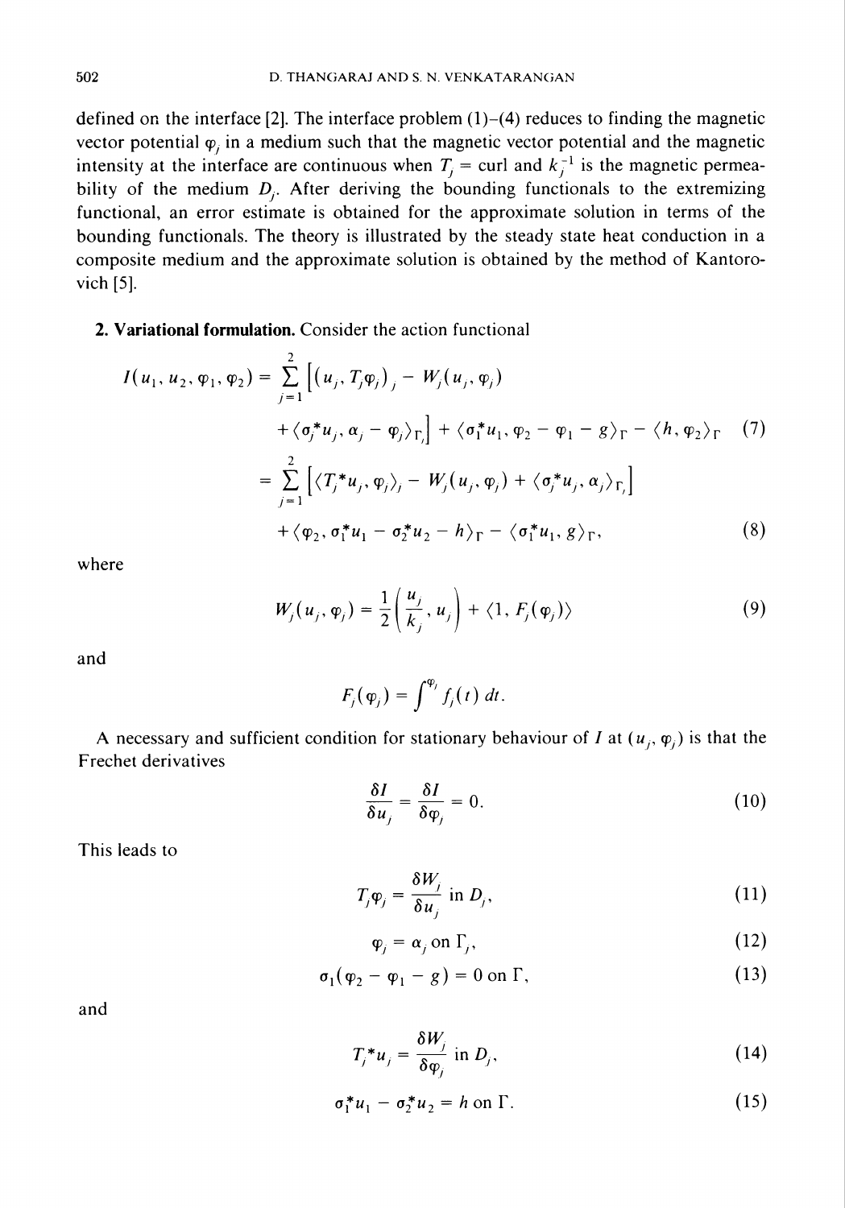defined on the interface [2]. The interface problem (1)–(4) reduces to finding the magnetic vector potential $\varphi_j$ in a medium such that the magnetic vector potential and the magnetic intensity at the interface are continuous when $T_j$ = curl and $k_j^{-1}$ is the magnetic permeability of the medium $D_j$. After deriving the bounding functionals to the extremizing functional, an error estimate is obtained for the approximate solution in terms of the bounding functionals. The theory is illustrated by the steady state heat conduction in a composite medium and the approximate solution is obtained by the method of Kantorovich [5].

**2. Variational formulation.** Consider the action functional

$$
\begin{aligned}
I(u_1, u_2, \varphi_1, \varphi_2) &= \sum_{j=1}^{2} \Big[ (u_j, T_j\varphi_j)_j - W_j(u_j, \varphi_j) \\
&\quad + \langle \sigma_j^* u_j, \alpha_j - \varphi_j \rangle_{\Gamma_j} \Big] + \langle \sigma_1^* u_1, \varphi_2 - \varphi_1 - g \rangle_\Gamma - \langle h, \varphi_2 \rangle_\Gamma \qquad (7) \\
&= \sum_{j=1}^{2} \Big[ \langle T_j^* u_j, \varphi_j \rangle_j - W_j(u_j, \varphi_j) + \langle \sigma_j^* u_j, \alpha_j \rangle_{\Gamma_j} \Big] \\
&\quad + \langle \varphi_2, \sigma_1^* u_1 - \sigma_2^* u_2 - h \rangle_\Gamma - \langle \sigma_1^* u_1, g \rangle_\Gamma, \qquad (8)
\end{aligned}
$$

where

$$
W_j(u_j, \varphi_j) = \frac{1}{2}\left( \frac{u_j}{k_j}, u_j \right) + \langle 1, F_j(\varphi_j) \rangle \qquad (9)
$$

and

$$
F_j(\varphi_j) = \int^{\varphi_j} f_j(t)\, dt.
$$

A necessary and sufficient condition for stationary behaviour of $I$ at $(u_j, \varphi_j)$ is that the Frechet derivatives

$$
\frac{\delta I}{\delta u_j} = \frac{\delta I}{\delta \varphi_j} = 0. \qquad (10)
$$

This leads to

$$
T_j \varphi_j = \frac{\delta W_j}{\delta u_j} \text{ in } D_j, \qquad (11)
$$

$$
\varphi_j = \alpha_j \text{ on } \Gamma_j, \qquad (12)
$$

$$
\sigma_1(\varphi_2 - \varphi_1 - g) = 0 \text{ on } \Gamma, \qquad (13)
$$

and

$$
T_j^* u_j = \frac{\delta W_j}{\delta \varphi_j} \text{ in } D_j, \qquad (14)
$$

$$
\sigma_1^* u_1 - \sigma_2^* u_2 = h \text{ on } \Gamma. \qquad (15)
$$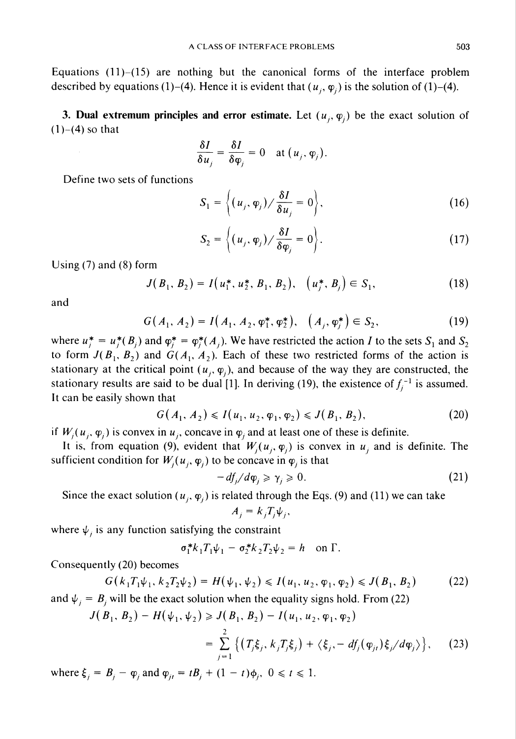Equations (11)–(15) are nothing but the canonical forms of the interface problem described by equations (1)–(4). Hence it is evident that $(u_j, \varphi_j)$ is the solution of (1)–(4).

**3. Dual extremum principles and error estimate.** Let $(u_j, \varphi_j)$ be the exact solution of (1)–(4) so that

$$\frac{\delta I}{\delta u_j} = \frac{\delta I}{\delta \varphi_j} = 0 \quad \text{at } (u_j, \varphi_j).$$

Define two sets of functions

$$S_1 = \left\{ (u_j, \varphi_j) / \frac{\delta I}{\delta u_j} = 0 \right\}, \tag{16}$$

$$S_2 = \left\{ (u_j, \varphi_j) / \frac{\delta I}{\delta \varphi_j} = 0 \right\}. \tag{17}$$

Using (7) and (8) form

$$J(B_1, B_2) = I(u_1^*, u_2^*, B_1, B_2), \quad (u_j^*, B_j) \in S_1, \tag{18}$$

and

$$G(A_1, A_2) = I(A_1, A_2, \varphi_1^*, \varphi_2^*), \quad (A_j, \varphi_j^*) \in S_2, \tag{19}$$

where $u_j^* = u_j^*(B_j)$ and $\varphi_j^* = \varphi_j^*(A_j)$. We have restricted the action $I$ to the sets $S_1$ and $S_2$ to form $J(B_1, B_2)$ and $G(A_1, A_2)$. Each of these two restricted forms of the action is stationary at the critical point $(u_j, \varphi_j)$, and because of the way they are constructed, the stationary results are said to be dual [1]. In deriving (19), the existence of $f_j^{-1}$ is assumed. It can be easily shown that

$$G(A_1, A_2) \leqslant I(u_1, u_2, \varphi_1, \varphi_2) \leqslant J(B_1, B_2), \tag{20}$$

if $W_j(u_j, \varphi_j)$ is convex in $u_j$, concave in $\varphi_j$ and at least one of these is definite.

It is, from equation (9), evident that $W_j(u_j, \varphi_j)$ is convex in $u_j$ and is definite. The sufficient condition for $W_j(u_j, \varphi_j)$ to be concave in $\varphi_j$ is that

$$-df_j/d\varphi_j \geqslant \gamma_j \geqslant 0. \tag{21}$$

Since the exact solution $(u_j, \varphi_j)$ is related through the Eqs. (9) and (11) we can take

$$A_j = k_j T_j \psi_j,$$

where $\psi_j$ is any function satisfying the constraint

$$\sigma_1^* k_1 T_1 \psi_1 - \sigma_2^* k_2 T_2 \psi_2 = h \quad \text{on } \Gamma.$$

Consequently (20) becomes

$$G(k_1 T_1 \psi_1, k_2 T_2 \psi_2) = H(\psi_1, \psi_2) \leqslant I(u_1, u_2, \varphi_1, \varphi_2) \leqslant J(B_1, B_2) \tag{22}$$

and $\psi_j = B_j$ will be the exact solution when the equality signs hold. From (22)

$$\begin{aligned} J(B_1, B_2) - H(\psi_1, \psi_2) &\geqslant J(B_1, B_2) - I(u_1, u_2, \varphi_1, \varphi_2) \\ &= \sum_{j=1}^{2} \left\{ (T_j \xi_j, k_j T_j \xi_j) + \langle \xi_j, -df_j(\varphi_{jt}) \xi_j / d\varphi_j \rangle \right\}, \end{aligned} \tag{23}$$

where $\xi_j = B_j - \varphi_j$ and $\varphi_{jt} = tB_j + (1-t)\phi_j$, $0 \leqslant t \leqslant 1$.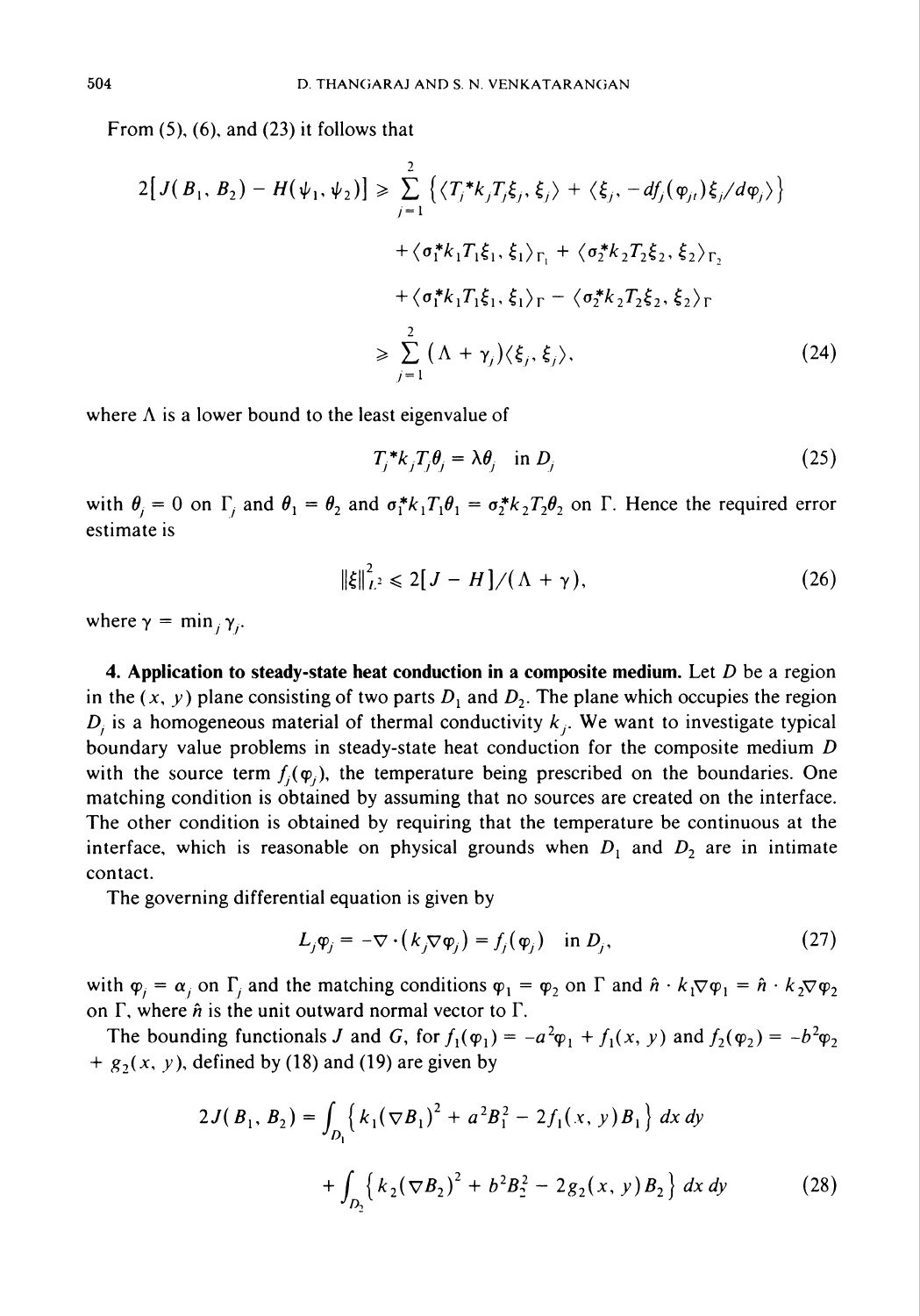From (5), (6), and (23) it follows that

$$
\begin{aligned}
2[J(B_1, B_2) - H(\psi_1, \psi_2)] &\geqslant \sum_{j=1}^{2} \left\{ \langle T_j^* k_j T_j \xi_j, \xi_j \rangle + \langle \xi_j, -df_j(\varphi_{jt})\xi_j / d\varphi_j \rangle \right\} \\
&\quad + \langle \sigma_1^* k_1 T_1 \xi_1, \xi_1 \rangle_{\Gamma_1} + \langle \sigma_2^* k_2 T_2 \xi_2, \xi_2 \rangle_{\Gamma_2} \\
&\quad + \langle \sigma_1^* k_1 T_1 \xi_1, \xi_1 \rangle_{\Gamma} - \langle \sigma_2^* k_2 T_2 \xi_2, \xi_2 \rangle_{\Gamma} \\
&\geqslant \sum_{j=1}^{2} (\Lambda + \gamma_j) \langle \xi_j, \xi_j \rangle,
\end{aligned} \tag{24}
$$

where $\Lambda$ is a lower bound to the least eigenvalue of

$$
T_j^* k_j T_j \theta_j = \lambda \theta_j \quad \text{in } D_j \tag{25}
$$

with $\theta_j = 0$ on $\Gamma_j$ and $\theta_1 = \theta_2$ and $\sigma_1^* k_1 T_1 \theta_1 = \sigma_2^* k_2 T_2 \theta_2$ on $\Gamma$. Hence the required error estimate is

$$
\|\xi\|_{L^2}^2 \leqslant 2[J - H]/(\Lambda + \gamma), \tag{26}
$$

where $\gamma = \min_j \gamma_j$.

**4. Application to steady-state heat conduction in a composite medium.** Let $D$ be a region in the $(x, y)$ plane consisting of two parts $D_1$ and $D_2$. The plane which occupies the region $D_j$ is a homogeneous material of thermal conductivity $k_j$. We want to investigate typical boundary value problems in steady-state heat conduction for the composite medium $D$ with the source term $f_j(\varphi_j)$, the temperature being prescribed on the boundaries. One matching condition is obtained by assuming that no sources are created on the interface. The other condition is obtained by requiring that the temperature be continuous at the interface, which is reasonable on physical grounds when $D_1$ and $D_2$ are in intimate contact.

The governing differential equation is given by

$$
L_j \varphi_j = -\nabla \cdot (k_j \nabla \varphi_j) = f_j(\varphi_j) \quad \text{in } D_j, \tag{27}
$$

with $\varphi_j = \alpha_j$ on $\Gamma_j$ and the matching conditions $\varphi_1 = \varphi_2$ on $\Gamma$ and $\hat{n} \cdot k_1 \nabla \varphi_1 = \hat{n} \cdot k_2 \nabla \varphi_2$ on $\Gamma$, where $\hat{n}$ is the unit outward normal vector to $\Gamma$.

The bounding functionals $J$ and $G$, for $f_1(\varphi_1) = -a^2 \varphi_1 + f_1(x, y)$ and $f_2(\varphi_2) = -b^2 \varphi_2 + g_2(x, y)$, defined by (18) and (19) are given by

$$
\begin{aligned}
2J(B_1, B_2) &= \int_{D_1} \left\{ k_1 (\nabla B_1)^2 + a^2 B_1^2 - 2 f_1(x, y) B_1 \right\} dx\, dy \\
&\quad + \int_{D_2} \left\{ k_2 (\nabla B_2)^2 + b^2 B_2^2 - 2 g_2(x, y) B_2 \right\} dx\, dy
\end{aligned} \tag{28}
$$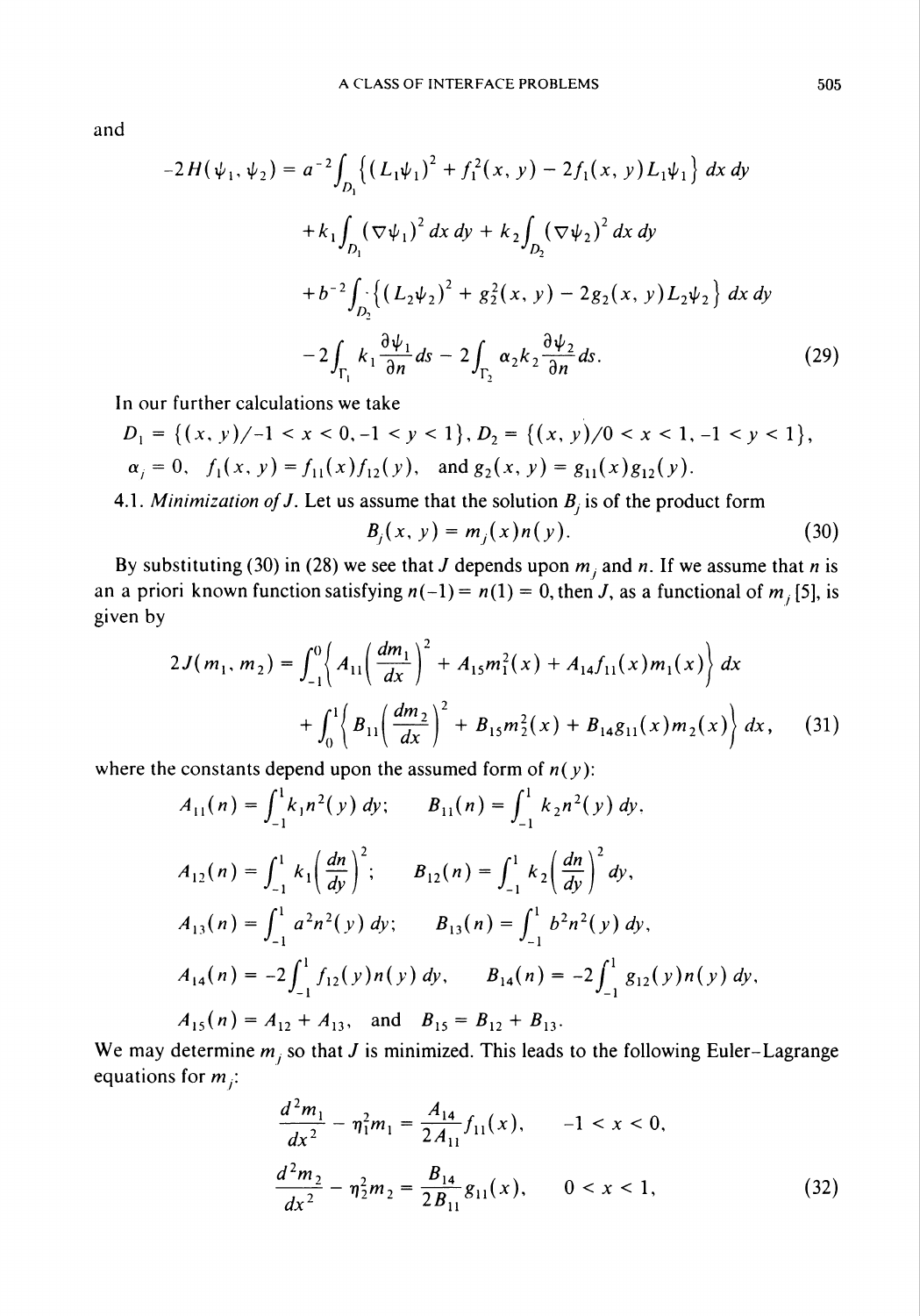and

$$
\begin{aligned}
-2H(\psi_1, \psi_2) = {} & a^{-2}\int_{D_1} \left\{ (L_1\psi_1)^2 + f_1^2(x, y) - 2f_1(x, y)L_1\psi_1 \right\} dx\, dy \\
& + k_1 \int_{D_1} (\nabla\psi_1)^2\, dx\, dy + k_2 \int_{D_2} (\nabla\psi_2)^2\, dx\, dy \\
& + b^{-2}\int_{D_2} \left\{ (L_2\psi_2)^2 + g_2^2(x, y) - 2g_2(x, y)L_2\psi_2 \right\} dx\, dy \\
& - 2\int_{\Gamma_1} k_1 \frac{\partial \psi_1}{\partial n}\, ds - 2\int_{\Gamma_2} \alpha_2 k_2 \frac{\partial \psi_2}{\partial n}\, ds. 
\end{aligned}
\tag{29}
$$

In our further calculations we take

$D_1 = \{(x, y)/-1 < x < 0, -1 < y < 1\}$, $D_2 = \{(x, y)/0 < x < 1, -1 < y < 1\}$,

$\alpha_j = 0$, $f_1(x, y) = f_{11}(x)f_{12}(y)$, and $g_2(x, y) = g_{11}(x)g_{12}(y)$.

4.1. *Minimization of J.* Let us assume that the solution $B_j$ is of the product form

$$
B_j(x, y) = m_j(x)n(y). \tag{30}
$$

By substituting (30) in (28) we see that $J$ depends upon $m_j$ and $n$. If we assume that $n$ is an a priori known function satisfying $n(-1) = n(1) = 0$, then $J$, as a functional of $m_j$ [5], is given by

$$
\begin{aligned}
2J(m_1, m_2) = {} & \int_{-1}^{0} \left\{ A_{11}\left(\frac{dm_1}{dx}\right)^2 + A_{15}m_1^2(x) + A_{14}f_{11}(x)m_1(x) \right\} dx \\
& + \int_{0}^{1} \left\{ B_{11}\left(\frac{dm_2}{dx}\right)^2 + B_{15}m_2^2(x) + B_{14}g_{11}(x)m_2(x) \right\} dx, 
\end{aligned}
\tag{31}
$$

where the constants depend upon the assumed form of $n(y)$:

$$
A_{11}(n) = \int_{-1}^{1} k_1 n^2(y)\, dy; \qquad B_{11}(n) = \int_{-1}^{1} k_2 n^2(y)\, dy,
$$

$$
A_{12}(n) = \int_{-1}^{1} k_1 \left(\frac{dn}{dy}\right)^2; \qquad B_{12}(n) = \int_{-1}^{1} k_2 \left(\frac{dn}{dy}\right)^2 dy,
$$

$$
A_{13}(n) = \int_{-1}^{1} a^2 n^2(y)\, dy; \qquad B_{13}(n) = \int_{-1}^{1} b^2 n^2(y)\, dy,
$$

$$
A_{14}(n) = -2\int_{-1}^{1} f_{12}(y)n(y)\, dy, \qquad B_{14}(n) = -2\int_{-1}^{1} g_{12}(y)n(y)\, dy,
$$

$A_{15}(n) = A_{12} + A_{13}$, and $B_{15} = B_{12} + B_{13}$.

We may determine $m_j$ so that $J$ is minimized. This leads to the following Euler–Lagrange equations for $m_j$:

$$
\begin{aligned}
\frac{d^2 m_1}{dx^2} - \eta_1^2 m_1 &= \frac{A_{14}}{2A_{11}} f_{11}(x), \qquad -1 < x < 0, \\
\frac{d^2 m_2}{dx^2} - \eta_2^2 m_2 &= \frac{B_{14}}{2B_{11}} g_{11}(x), \qquad 0 < x < 1,
\end{aligned}
\tag{32}
$$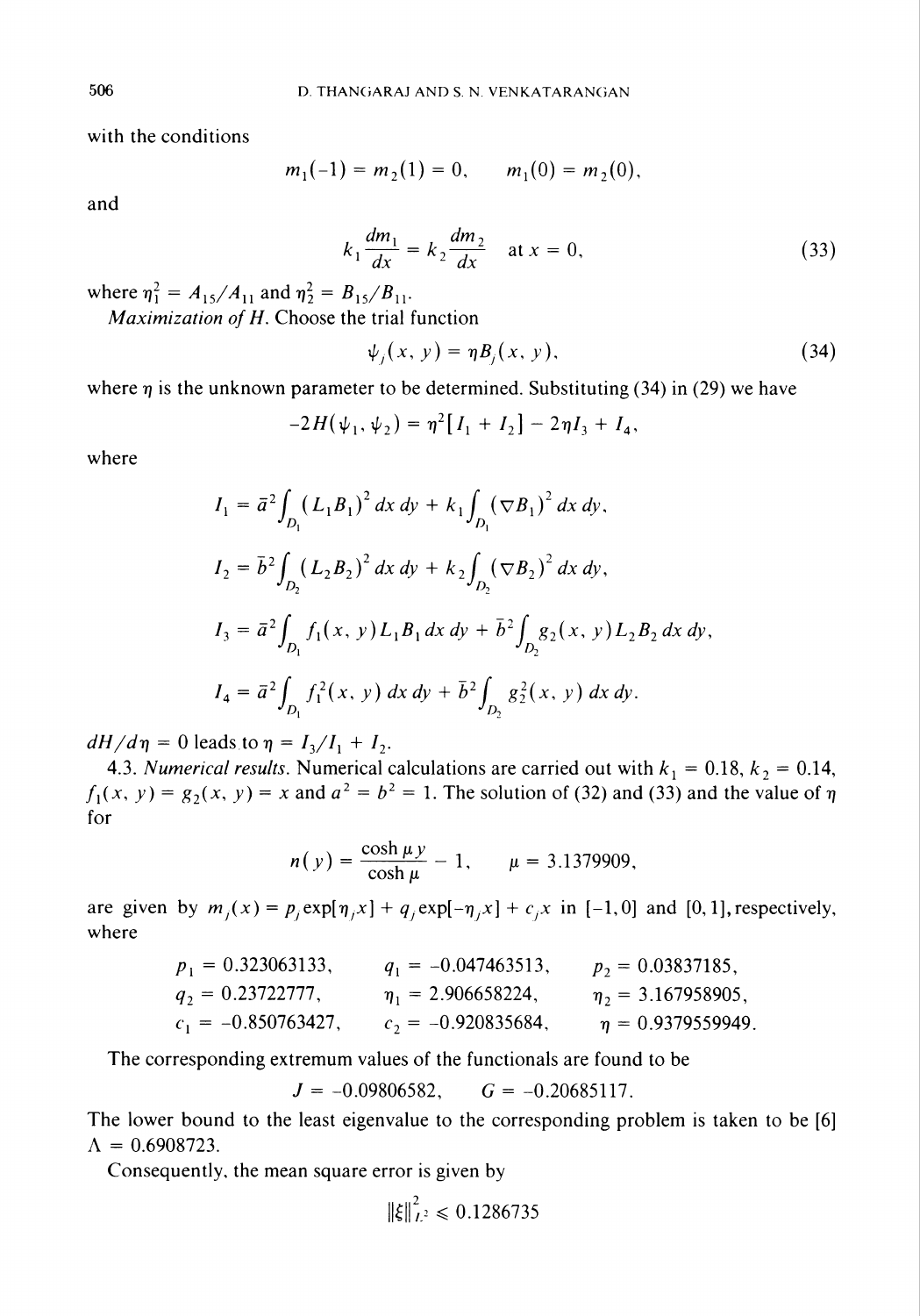with the conditions

$$m_1(-1) = m_2(1) = 0, \qquad m_1(0) = m_2(0),$$

and

$$k_1 \frac{dm_1}{dx} = k_2 \frac{dm_2}{dx} \quad \text{at } x = 0, \tag{33}$$

where $\eta_1^2 = A_{15}/A_{11}$ and $\eta_2^2 = B_{15}/B_{11}$.

*Maximization of H.* Choose the trial function

$$\psi_j(x, y) = \eta B_j(x, y), \tag{34}$$

where $\eta$ is the unknown parameter to be determined. Substituting (34) in (29) we have

$$-2H(\psi_1, \psi_2) = \eta^2[I_1 + I_2] - 2\eta I_3 + I_4,$$

where

$$I_1 = \bar{a}^2 \int_{D_1} (L_1 B_1)^2 \, dx\, dy + k_1 \int_{D_1} (\nabla B_1)^2 \, dx\, dy,$$

$$I_2 = \bar{b}^2 \int_{D_2} (L_2 B_2)^2 \, dx\, dy + k_2 \int_{D_2} (\nabla B_2)^2 \, dx\, dy,$$

$$I_3 = \bar{a}^2 \int_{D_1} f_1(x, y) L_1 B_1 \, dx\, dy + \bar{b}^2 \int_{D_2} g_2(x, y) L_2 B_2 \, dx\, dy,$$

$$I_4 = \bar{a}^2 \int_{D_1} f_1^2(x, y) \, dx\, dy + \bar{b}^2 \int_{D_2} g_2^2(x, y) \, dx\, dy.$$

$dH/d\eta = 0$ leads to $\eta = I_3/I_1 + I_2$.

4.3. *Numerical results.* Numerical calculations are carried out with $k_1 = 0.18$, $k_2 = 0.14$, $f_1(x, y) = g_2(x, y) = x$ and $a^2 = b^2 = 1$. The solution of (32) and (33) and the value of $\eta$ for

$$n(y) = \frac{\cosh \mu y}{\cosh \mu} - 1, \qquad \mu = 3.1379909,$$

are given by $m_j(x) = p_j \exp[\eta_j x] + q_j \exp[-\eta_j x] + c_j x$ in $[-1, 0]$ and $[0, 1]$, respectively, where

$$p_1 = 0.323063133, \qquad q_1 = -0.047463513, \qquad p_2 = 0.03837185,$$
$$q_2 = 0.23722777, \qquad \eta_1 = 2.906658224, \qquad \eta_2 = 3.167958905,$$
$$c_1 = -0.850763427, \qquad c_2 = -0.920835684, \qquad \eta = 0.9379559949.$$

The corresponding extremum values of the functionals are found to be

$$J = -0.09806582, \qquad G = -0.20685117.$$

The lower bound to the least eigenvalue to the corresponding problem is taken to be [6] $\Lambda = 0.6908723$.

Consequently, the mean square error is given by

$$\|\xi\|_{L^2}^2 \leqslant 0.1286735$$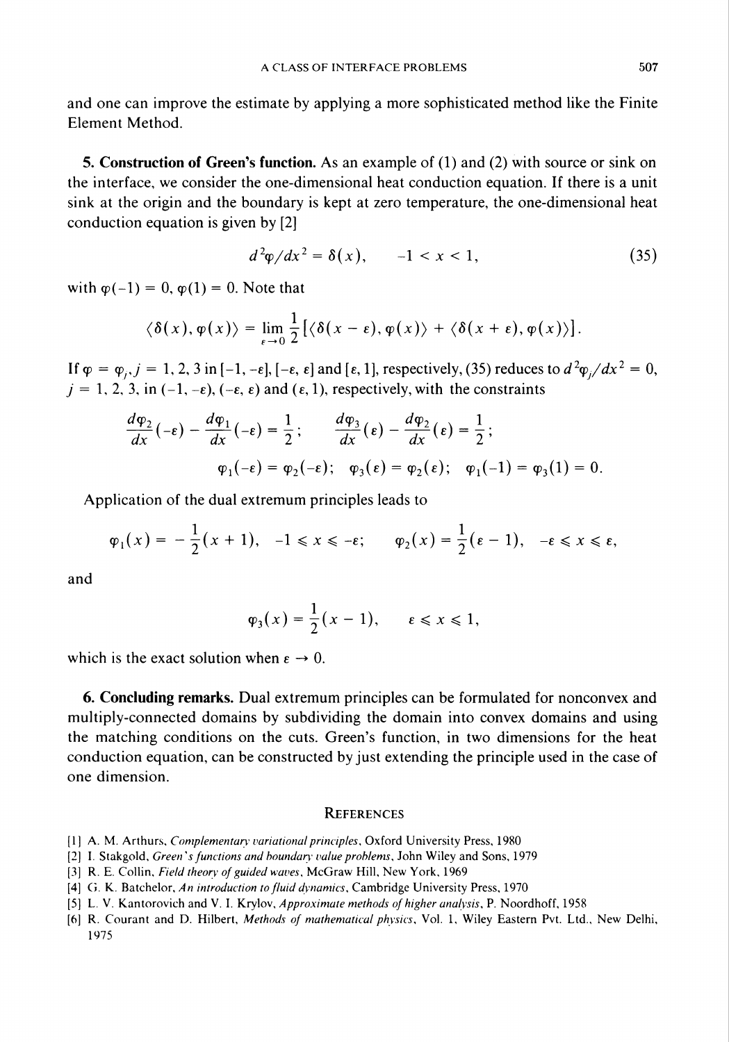and one can improve the estimate by applying a more sophisticated method like the Finite Element Method.

**5. Construction of Green's function.** As an example of (1) and (2) with source or sink on the interface, we consider the one-dimensional heat conduction equation. If there is a unit sink at the origin and the boundary is kept at zero temperature, the one-dimensional heat conduction equation is given by [2]

$$d^2\varphi/dx^2 = \delta(x), \qquad -1 < x < 1, \tag{35}$$

with $\varphi(-1) = 0$, $\varphi(1) = 0$. Note that

$$\langle \delta(x), \varphi(x) \rangle = \lim_{\varepsilon \to 0} \frac{1}{2} [\langle \delta(x - \varepsilon), \varphi(x) \rangle + \langle \delta(x + \varepsilon), \varphi(x) \rangle].$$

If $\varphi = \varphi_j, j = 1, 2, 3$ in $[-1, -\varepsilon]$, $[-\varepsilon, \varepsilon]$ and $[\varepsilon, 1]$, respectively, (35) reduces to $d^2\varphi_j/dx^2 = 0$, $j = 1, 2, 3$, in $(-1, -\varepsilon)$, $(-\varepsilon, \varepsilon)$ and $(\varepsilon, 1)$, respectively, with the constraints

$$\frac{d\varphi_2}{dx}(-\varepsilon) - \frac{d\varphi_1}{dx}(-\varepsilon) = \frac{1}{2}; \qquad \frac{d\varphi_3}{dx}(\varepsilon) - \frac{d\varphi_2}{dx}(\varepsilon) = \frac{1}{2};$$

$$\varphi_1(-\varepsilon) = \varphi_2(-\varepsilon); \quad \varphi_3(\varepsilon) = \varphi_2(\varepsilon); \quad \varphi_1(-1) = \varphi_3(1) = 0.$$

Application of the dual extremum principles leads to

$$\varphi_1(x) = -\frac{1}{2}(x + 1), \quad -1 \leqslant x \leqslant -\varepsilon; \qquad \varphi_2(x) = \frac{1}{2}(\varepsilon - 1), \quad -\varepsilon \leqslant x \leqslant \varepsilon,$$

and

$$\varphi_3(x) = \frac{1}{2}(x - 1), \qquad \varepsilon \leqslant x \leqslant 1,$$

which is the exact solution when $\varepsilon \to 0$.

**6. Concluding remarks.** Dual extremum principles can be formulated for nonconvex and multiply-connected domains by subdividing the domain into convex domains and using the matching conditions on the cuts. Green's function, in two dimensions for the heat conduction equation, can be constructed by just extending the principle used in the case of one dimension.

## References

[1] A. M. Arthurs, *Complementary variational principles*, Oxford University Press, 1980

[2] I. Stakgold, *Green's functions and boundary value problems*, John Wiley and Sons, 1979

[3] R. E. Collin, *Field theory of guided waves*, McGraw Hill, New York, 1969

[4] G. K. Batchelor, *An introduction to fluid dynamics*, Cambridge University Press, 1970

[5] L. V. Kantorovich and V. I. Krylov, *Approximate methods of higher analysis*, P. Noordhoff, 1958

[6] R. Courant and D. Hilbert, *Methods of mathematical physics*, Vol. 1, Wiley Eastern Pvt. Ltd., New Delhi, 1975